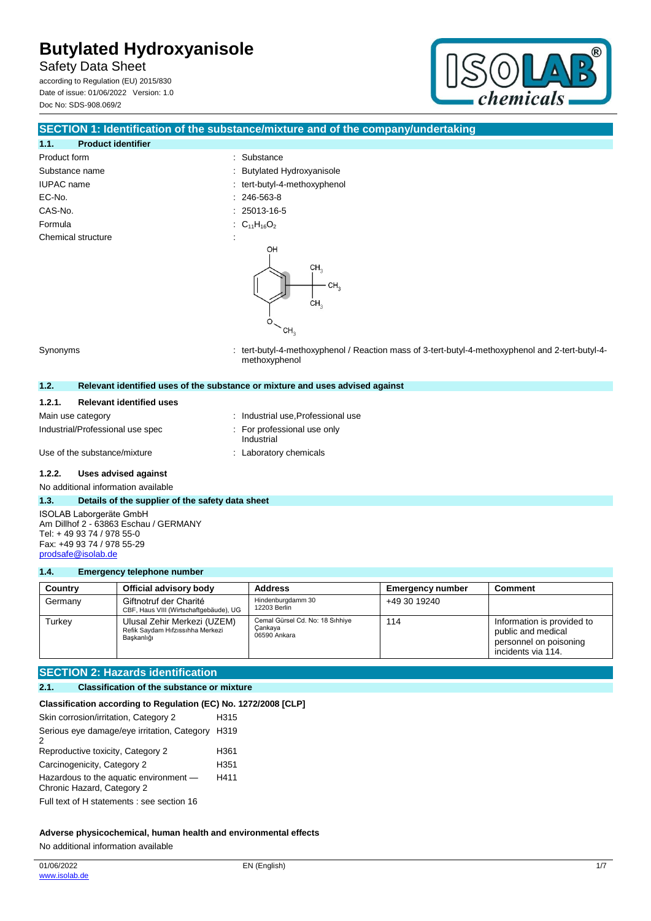# Butylated Hydroxyanisole

Safety Data Sheet

according to Regulation (EU) 2015/830
Date of issue: 01/06/2022 Version: 1.0
Doc No: SDS-908.069/2

## SECTION 1: Identification of the substance/mixture and of the company/undertaking

### 1.1. Product identifier

| | |
|---|---|
| Product form | : Substance |
| Substance name | : Butylated Hydroxyanisole |
| IUPAC name | : tert-butyl-4-methoxyphenol |
| EC-No. | : 246-563-8 |
| CAS-No. | : 25013-16-5 |
| Formula | : $C_{11}H_{16}O_2$ |
| Chemical structure | : |
| Synonyms | : tert-butyl-4-methoxyphenol / Reaction mass of 3-tert-butyl-4-methoxyphenol and 2-tert-butyl-4-methoxyphenol |

### 1.2. Relevant identified uses of the substance or mixture and uses advised against

#### 1.2.1. Relevant identified uses

| | |
|---|---|
| Main use category | : Industrial use,Professional use |
| Industrial/Professional use spec | : For professional use only<br>Industrial |
| Use of the substance/mixture | : Laboratory chemicals |

#### 1.2.2. Uses advised against

No additional information available

### 1.3. Details of the supplier of the safety data sheet

ISOLAB Laborgeräte GmbH
Am Dillhof 2 - 63863 Eschau / GERMANY
Tel: + 49 93 74 / 978 55-0
Fax: +49 93 74 / 978 55-29
prodsafe@isolab.de

### 1.4. Emergency telephone number

| Country | Official advisory body | Address | Emergency number | Comment |
|---|---|---|---|---|
| Germany | Giftnotruf der Charité<br>CBF, Haus VIII (Wirtschaftgebäude), UG | Hindenburgdamm 30<br>12203 Berlin | +49 30 19240 | |
| Turkey | Ulusal Zehir Merkezi (UZEM)<br>Refik Saydam Hıfzıssıhha Merkezi Başkanlığı | Cemal Gürsel Cd. No: 18 Sıhhiye<br>Çankaya<br>06590 Ankara | 114 | Information is provided to public and medical personnel on poisoning incidents via 114. |

## SECTION 2: Hazards identification

### 2.1. Classification of the substance or mixture

**Classification according to Regulation (EC) No. 1272/2008 [CLP]**

| | |
|---|---|
| Skin corrosion/irritation, Category 2 | H315 |
| Serious eye damage/eye irritation, Category 2 | H319 |
| Reproductive toxicity, Category 2 | H361 |
| Carcinogenicity, Category 2 | H351 |
| Hazardous to the aquatic environment — Chronic Hazard, Category 2 | H411 |

Full text of H statements : see section 16

**Adverse physicochemical, human health and environmental effects**

No additional information available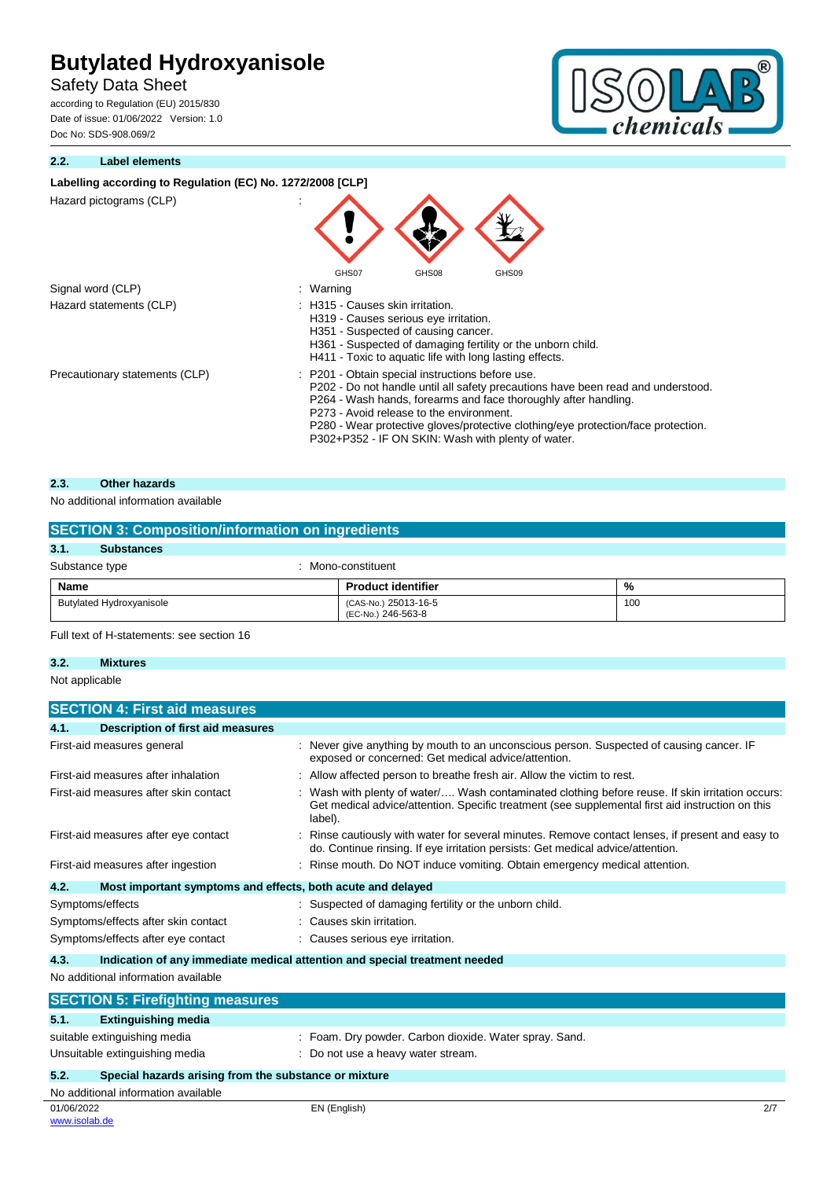#### 2.2. Label elements

**Labelling according to Regulation (EC) No. 1272/2008 [CLP]**

| | |
|---|---|
| Hazard pictograms (CLP) | : GHS07 GHS08 GHS09 |
| Signal word (CLP) | : Warning |
| Hazard statements (CLP) | : H315 - Causes skin irritation.<br>H319 - Causes serious eye irritation.<br>H351 - Suspected of causing cancer.<br>H361 - Suspected of damaging fertility or the unborn child.<br>H411 - Toxic to aquatic life with long lasting effects. |
| Precautionary statements (CLP) | : P201 - Obtain special instructions before use.<br>P202 - Do not handle until all safety precautions have been read and understood.<br>P264 - Wash hands, forearms and face thoroughly after handling.<br>P273 - Avoid release to the environment.<br>P280 - Wear protective gloves/protective clothing/eye protection/face protection.<br>P302+P352 - IF ON SKIN: Wash with plenty of water. |

#### 2.3. Other hazards

No additional information available

## SECTION 3: Composition/information on ingredients

#### 3.1. Substances

Substance type : Mono-constituent

| Name | Product identifier | % |
|---|---|---|
| Butylated Hydroxyanisole | (CAS-No.) 25013-16-5<br>(EC-No.) 246-563-8 | 100 |

Full text of H-statements: see section 16

#### 3.2. Mixtures

Not applicable

## SECTION 4: First aid measures

#### 4.1. Description of first aid measures

| | |
|---|---|
| First-aid measures general | : Never give anything by mouth to an unconscious person. Suspected of causing cancer. IF exposed or concerned: Get medical advice/attention. |
| First-aid measures after inhalation | : Allow affected person to breathe fresh air. Allow the victim to rest. |
| First-aid measures after skin contact | : Wash with plenty of water/…. Wash contaminated clothing before reuse. If skin irritation occurs: Get medical advice/attention. Specific treatment (see supplemental first aid instruction on this label). |
| First-aid measures after eye contact | : Rinse cautiously with water for several minutes. Remove contact lenses, if present and easy to do. Continue rinsing. If eye irritation persists: Get medical advice/attention. |
| First-aid measures after ingestion | : Rinse mouth. Do NOT induce vomiting. Obtain emergency medical attention. |

#### 4.2. Most important symptoms and effects, both acute and delayed

| | |
|---|---|
| Symptoms/effects | : Suspected of damaging fertility or the unborn child. |
| Symptoms/effects after skin contact | : Causes skin irritation. |
| Symptoms/effects after eye contact | : Causes serious eye irritation. |

#### 4.3. Indication of any immediate medical attention and special treatment needed

No additional information available

## SECTION 5: Firefighting measures

#### 5.1. Extinguishing media

| | |
|---|---|
| suitable extinguishing media | : Foam. Dry powder. Carbon dioxide. Water spray. Sand. |
| Unsuitable extinguishing media | : Do not use a heavy water stream. |

#### 5.2. Special hazards arising from the substance or mixture

No additional information available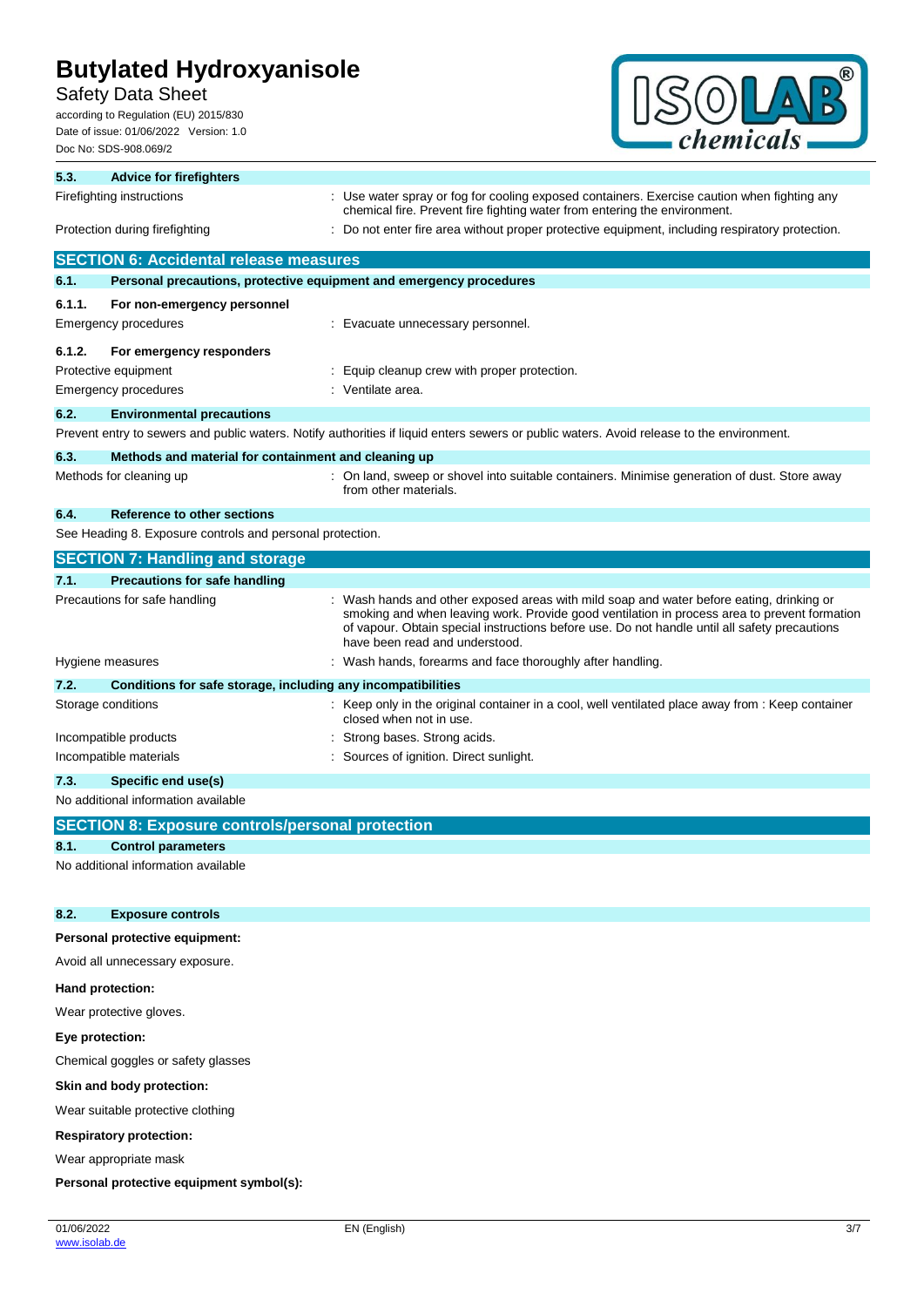### 5.3. Advice for firefighters

| | |
|---|---|
| Firefighting instructions | : Use water spray or fog for cooling exposed containers. Exercise caution when fighting any chemical fire. Prevent fire fighting water from entering the environment. |
| Protection during firefighting | : Do not enter fire area without proper protective equipment, including respiratory protection. |

## SECTION 6: Accidental release measures

### 6.1. Personal precautions, protective equipment and emergency procedures

#### 6.1.1. For non-emergency personnel

| | |
|---|---|
| Emergency procedures | : Evacuate unnecessary personnel. |

#### 6.1.2. For emergency responders

| | |
|---|---|
| Protective equipment | : Equip cleanup crew with proper protection. |
| Emergency procedures | : Ventilate area. |

### 6.2. Environmental precautions

Prevent entry to sewers and public waters. Notify authorities if liquid enters sewers or public waters. Avoid release to the environment.

### 6.3. Methods and material for containment and cleaning up

| | |
|---|---|
| Methods for cleaning up | : On land, sweep or shovel into suitable containers. Minimise generation of dust. Store away from other materials. |

### 6.4. Reference to other sections

See Heading 8. Exposure controls and personal protection.

## SECTION 7: Handling and storage

### 7.1. Precautions for safe handling

| | |
|---|---|
| Precautions for safe handling | : Wash hands and other exposed areas with mild soap and water before eating, drinking or smoking and when leaving work. Provide good ventilation in process area to prevent formation of vapour. Obtain special instructions before use. Do not handle until all safety precautions have been read and understood. |
| Hygiene measures | : Wash hands, forearms and face thoroughly after handling. |

### 7.2. Conditions for safe storage, including any incompatibilities

| | |
|---|---|
| Storage conditions | : Keep only in the original container in a cool, well ventilated place away from : Keep container closed when not in use. |
| Incompatible products | : Strong bases. Strong acids. |
| Incompatible materials | : Sources of ignition. Direct sunlight. |

### 7.3. Specific end use(s)

No additional information available

## SECTION 8: Exposure controls/personal protection

### 8.1. Control parameters

No additional information available

### 8.2. Exposure controls

**Personal protective equipment:**

Avoid all unnecessary exposure.

**Hand protection:**

Wear protective gloves.

**Eye protection:**

Chemical goggles or safety glasses

**Skin and body protection:**

Wear suitable protective clothing

**Respiratory protection:**

Wear appropriate mask

**Personal protective equipment symbol(s):**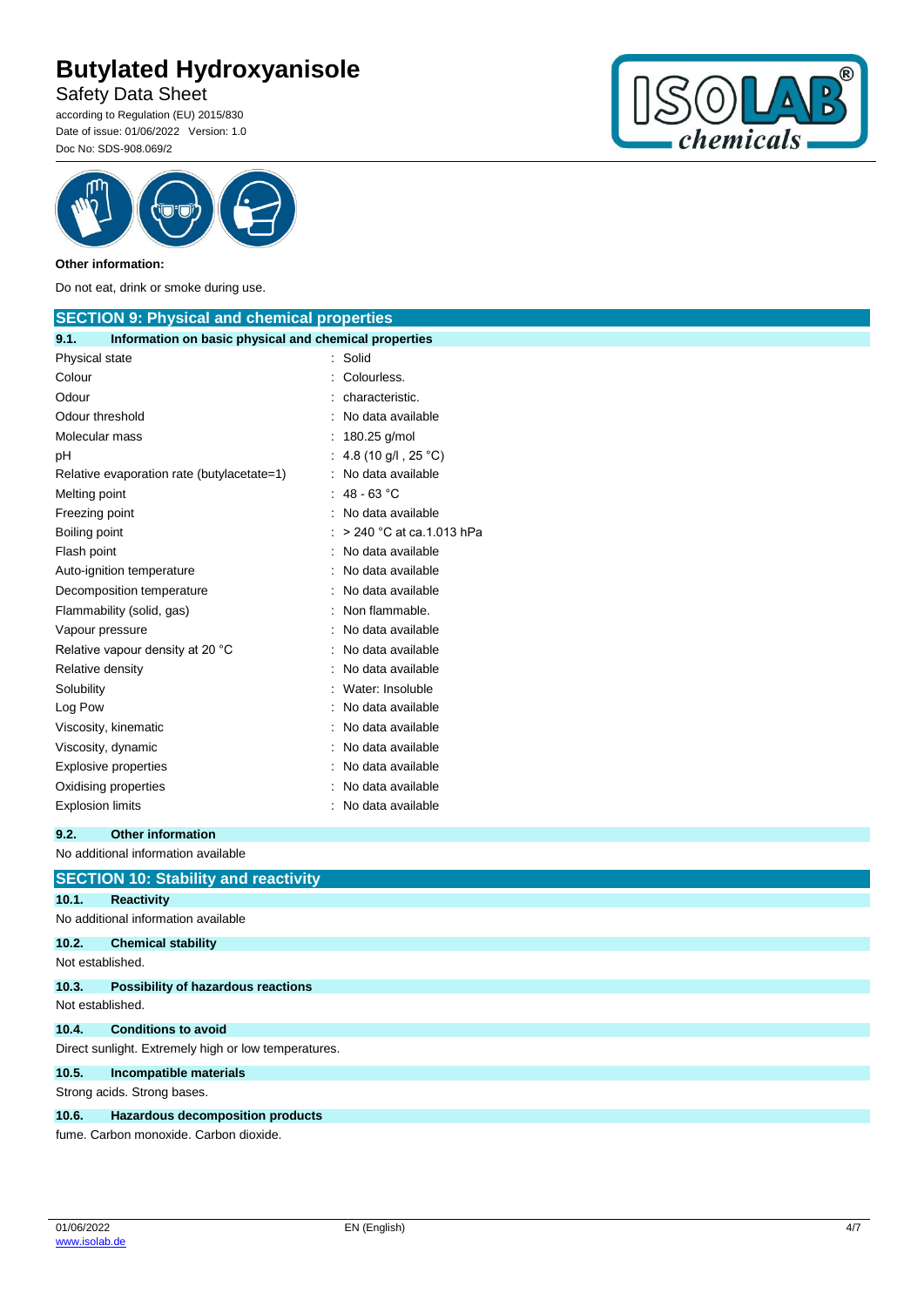**Other information:**

Do not eat, drink or smoke during use.

## SECTION 9: Physical and chemical properties

### 9.1. Information on basic physical and chemical properties

| | |
|---|---|
| Physical state | : Solid |
| Colour | : Colourless. |
| Odour | : characteristic. |
| Odour threshold | : No data available |
| Molecular mass | : 180.25 g/mol |
| pH | : 4.8 (10 g/l , 25 °C) |
| Relative evaporation rate (butylacetate=1) | : No data available |
| Melting point | : 48 - 63 °C |
| Freezing point | : No data available |
| Boiling point | : > 240 °C at ca.1.013 hPa |
| Flash point | : No data available |
| Auto-ignition temperature | : No data available |
| Decomposition temperature | : No data available |
| Flammability (solid, gas) | : Non flammable. |
| Vapour pressure | : No data available |
| Relative vapour density at 20 °C | : No data available |
| Relative density | : No data available |
| Solubility | : Water: Insoluble |
| Log Pow | : No data available |
| Viscosity, kinematic | : No data available |
| Viscosity, dynamic | : No data available |
| Explosive properties | : No data available |
| Oxidising properties | : No data available |
| Explosion limits | : No data available |

### 9.2. Other information

No additional information available

## SECTION 10: Stability and reactivity

### 10.1. Reactivity

No additional information available

### 10.2. Chemical stability

Not established.

### 10.3. Possibility of hazardous reactions

Not established.

### 10.4. Conditions to avoid

Direct sunlight. Extremely high or low temperatures.

### 10.5. Incompatible materials

Strong acids. Strong bases.

### 10.6. Hazardous decomposition products

fume. Carbon monoxide. Carbon dioxide.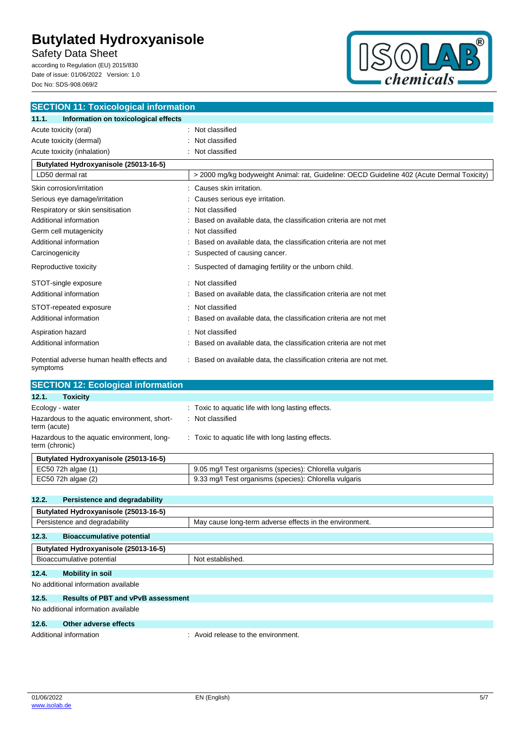## SECTION 11: Toxicological information

### 11.1. Information on toxicological effects

Acute toxicity (oral) : Not classified

Acute toxicity (dermal) : Not classified

Acute toxicity (inhalation) : Not classified

| Butylated Hydroxyanisole (25013-16-5) | |
|---|---|
| LD50 dermal rat | > 2000 mg/kg bodyweight Animal: rat, Guideline: OECD Guideline 402 (Acute Dermal Toxicity) |

Skin corrosion/irritation : Causes skin irritation.

Serious eye damage/irritation : Causes serious eye irritation.

Respiratory or skin sensitisation : Not classified

Additional information : Based on available data, the classification criteria are not met

Germ cell mutagenicity : Not classified

Additional information : Based on available data, the classification criteria are not met

Carcinogenicity : Suspected of causing cancer.

Reproductive toxicity : Suspected of damaging fertility or the unborn child.

STOT-single exposure : Not classified

Additional information : Based on available data, the classification criteria are not met

STOT-repeated exposure : Not classified

Additional information : Based on available data, the classification criteria are not met

Aspiration hazard : Not classified

Additional information : Based on available data, the classification criteria are not met

Potential adverse human health effects and symptoms : Based on available data, the classification criteria are not met.

## SECTION 12: Ecological information

### 12.1. Toxicity

Ecology - water : Toxic to aquatic life with long lasting effects.

Hazardous to the aquatic environment, short-term (acute) : Not classified

Hazardous to the aquatic environment, long-term (chronic) : Toxic to aquatic life with long lasting effects.

| Butylated Hydroxyanisole (25013-16-5) | |
|---|---|
| EC50 72h algae (1) | 9.05 mg/l Test organisms (species): Chlorella vulgaris |
| EC50 72h algae (2) | 9.33 mg/l Test organisms (species): Chlorella vulgaris |

### 12.2. Persistence and degradability

| Butylated Hydroxyanisole (25013-16-5) | |
|---|---|
| Persistence and degradability | May cause long-term adverse effects in the environment. |

### 12.3. Bioaccumulative potential

| Butylated Hydroxyanisole (25013-16-5) | |
|---|---|
| Bioaccumulative potential | Not established. |

### 12.4. Mobility in soil

No additional information available

### 12.5. Results of PBT and vPvB assessment

No additional information available

### 12.6. Other adverse effects

Additional information : Avoid release to the environment.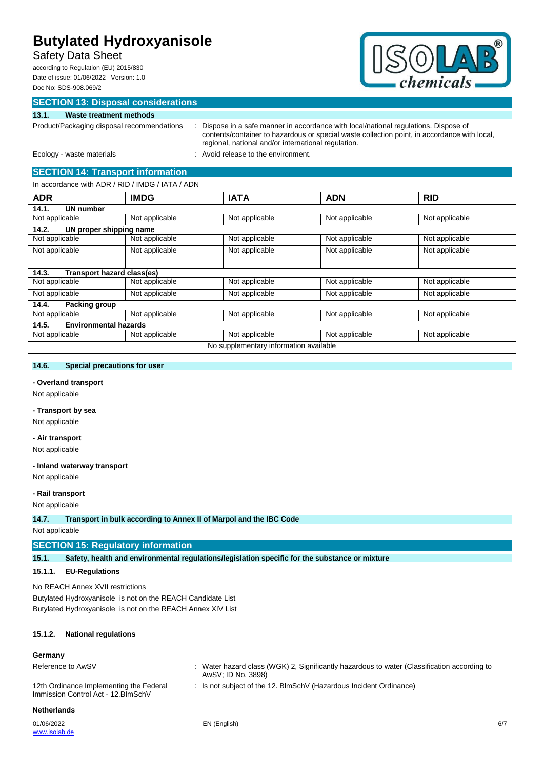## SECTION 13: Disposal considerations

### 13.1. Waste treatment methods

Product/Packaging disposal recommendations : Dispose in a safe manner in accordance with local/national regulations. Dispose of contents/container to hazardous or special waste collection point, in accordance with local, regional, national and/or international regulation.

Ecology - waste materials : Avoid release to the environment.

## SECTION 14: Transport information

In accordance with ADR / RID / IMDG / IATA / ADN

| ADR | IMDG | IATA | ADN | RID |
|---|---|---|---|---|
| **14.1. UN number** | | | | |
| Not applicable | Not applicable | Not applicable | Not applicable | Not applicable |
| **14.2. UN proper shipping name** | | | | |
| Not applicable | Not applicable | Not applicable | Not applicable | Not applicable |
| Not applicable | Not applicable | Not applicable | Not applicable | Not applicable |
| **14.3. Transport hazard class(es)** | | | | |
| Not applicable | Not applicable | Not applicable | Not applicable | Not applicable |
| Not applicable | Not applicable | Not applicable | Not applicable | Not applicable |
| **14.4. Packing group** | | | | |
| Not applicable | Not applicable | Not applicable | Not applicable | Not applicable |
| **14.5. Environmental hazards** | | | | |
| Not applicable | Not applicable | Not applicable | Not applicable | Not applicable |
| No supplementary information available | | | | |

### 14.6. Special precautions for user

**- Overland transport**

Not applicable

**- Transport by sea**

Not applicable

**- Air transport**

Not applicable

**- Inland waterway transport**

Not applicable

**- Rail transport**

Not applicable

### 14.7. Transport in bulk according to Annex II of Marpol and the IBC Code

Not applicable

## SECTION 15: Regulatory information

### 15.1. Safety, health and environmental regulations/legislation specific for the substance or mixture

#### 15.1.1. EU-Regulations

No REACH Annex XVII restrictions

Butylated Hydroxyanisole is not on the REACH Candidate List

Butylated Hydroxyanisole is not on the REACH Annex XIV List

#### 15.1.2. National regulations

**Germany**

Reference to AwSV : Water hazard class (WGK) 2, Significantly hazardous to water (Classification according to AwSV; ID No. 3898)

12th Ordinance Implementing the Federal Immission Control Act - 12.BImSchV : Is not subject of the 12. BlmSchV (Hazardous Incident Ordinance)

**Netherlands**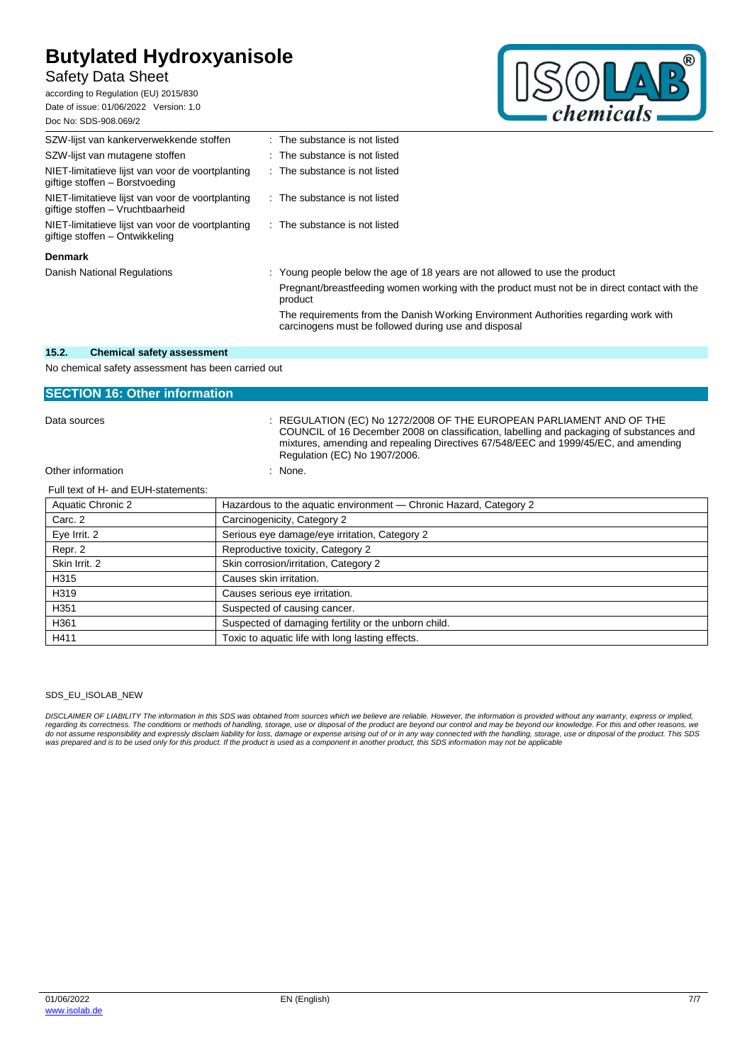| | |
|---|---|
| SZW-lijst van kankerverwekkende stoffen | : The substance is not listed |
| SZW-lijst van mutagene stoffen | : The substance is not listed |
| NIET-limitatieve lijst van voor de voortplanting giftige stoffen – Borstvoeding | : The substance is not listed |
| NIET-limitatieve lijst van voor de voortplanting giftige stoffen – Vruchtbaarheid | : The substance is not listed |
| NIET-limitatieve lijst van voor de voortplanting giftige stoffen – Ontwikkeling | : The substance is not listed |

**Denmark**

| | |
|---|---|
| Danish National Regulations | : Young people below the age of 18 years are not allowed to use the product<br>Pregnant/breastfeeding women working with the product must not be in direct contact with the product<br>The requirements from the Danish Working Environment Authorities regarding work with carcinogens must be followed during use and disposal |

### 15.2. Chemical safety assessment

No chemical safety assessment has been carried out

## SECTION 16: Other information

| | |
|---|---|
| Data sources | : REGULATION (EC) No 1272/2008 OF THE EUROPEAN PARLIAMENT AND OF THE COUNCIL of 16 December 2008 on classification, labelling and packaging of substances and mixtures, amending and repealing Directives 67/548/EEC and 1999/45/EC, and amending Regulation (EC) No 1907/2006. |
| Other information | : None. |

Full text of H- and EUH-statements:

| | |
|---|---|
| Aquatic Chronic 2 | Hazardous to the aquatic environment — Chronic Hazard, Category 2 |
| Carc. 2 | Carcinogenicity, Category 2 |
| Eye Irrit. 2 | Serious eye damage/eye irritation, Category 2 |
| Repr. 2 | Reproductive toxicity, Category 2 |
| Skin Irrit. 2 | Skin corrosion/irritation, Category 2 |
| H315 | Causes skin irritation. |
| H319 | Causes serious eye irritation. |
| H351 | Suspected of causing cancer. |
| H361 | Suspected of damaging fertility or the unborn child. |
| H411 | Toxic to aquatic life with long lasting effects. |

SDS_EU_ISOLAB_NEW

*DISCLAIMER OF LIABILITY The information in this SDS was obtained from sources which we believe are reliable. However, the information is provided without any warranty, express or implied, regarding its correctness. The conditions or methods of handling, storage, use or disposal of the product are beyond our control and may be beyond our knowledge. For this and other reasons, we do not assume responsibility and expressly disclaim liability for loss, damage or expense arising out of or in any way connected with the handling, storage, use or disposal of the product. This SDS was prepared and is to be used only for this product. If the product is used as a component in another product, this SDS information may not be applicable*